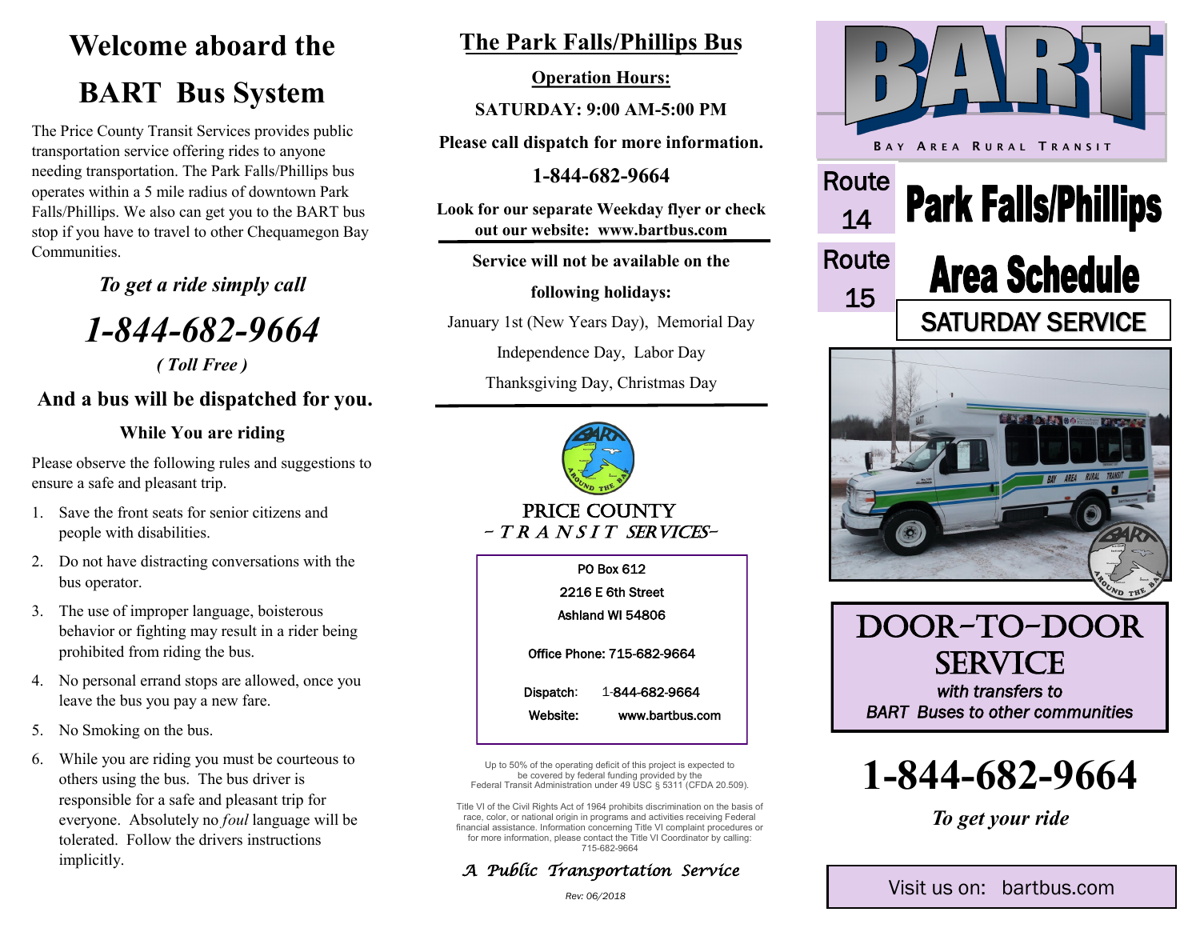# Welcome aboard the BART Bus System

The Price County Transit Services provides public transportation service offering rides to anyone needing transportation. The Park Falls/Phillips bus operates within a 5 mile radius of downtown Park Falls/Phillips. We also can get you to the BART bus stop if you have to travel to other Chequamegon Bay Communities.

*To get a ride simply call*

## *1-844-682-9664*

*( Toll Free )*

**And a bus will be dispatched for you.**

### While You are riding

Please observe the following rules and suggestions to ensure a safe and pleasant trip.

1. Save the front seats for senior citizens and people with disabilities.
2. Do not have distracting conversations with the bus operator.
3. The use of improper language, boisterous behavior or fighting may result in a rider being prohibited from riding the bus.
4. No personal errand stops are allowed, once you leave the bus you pay a new fare.
5. No Smoking on the bus.
6. While you are riding you must be courteous to others using the bus. The bus driver is responsible for a safe and pleasant trip for everyone. Absolutely no *foul* language will be tolerated. Follow the drivers instructions implicitly.

## The Park Falls/Phillips Bus

**Operation Hours:**

**SATURDAY: 9:00 AM-5:00 PM**

**Please call dispatch for more information.**

**1-844-682-9664**

**Look for our separate Weekday flyer or check out our website: www.bartbus.com**

**Service will not be available on the following holidays:**

January 1st (New Years Day), Memorial Day
Independence Day, Labor Day
Thanksgiving Day, Christmas Day

PRICE COUNTY
– TRANSIT SERVICES–

PO Box 612
2216 E 6th Street
Ashland WI 54806

Office Phone: 715-682-9664

Dispatch: 1-844-682-9664
Website: www.bartbus.com

Up to 50% of the operating deficit of this project is expected to be covered by federal funding provided by the Federal Transit Administration under 49 USC § 5311 (CFDA 20.509).

Title VI of the Civil Rights Act of 1964 prohibits discrimination on the basis of race, color, or national origin in programs and activities receiving Federal financial assistance. Information concerning Title VI complaint procedures or for more information, please contact the Title VI Coordinator by calling: 715-682-9664

*A Public Transportation Service*

*Rev: 06/2018*

# BART

BAY AREA RURAL TRANSIT

Route 14
Route 15

# Park Falls/Phillips Area Schedule

## SATURDAY SERVICE

## DOOR-TO-DOOR SERVICE

*with transfers to BART Buses to other communities*

# 1-844-682-9664

*To get your ride*

Visit us on: bartbus.com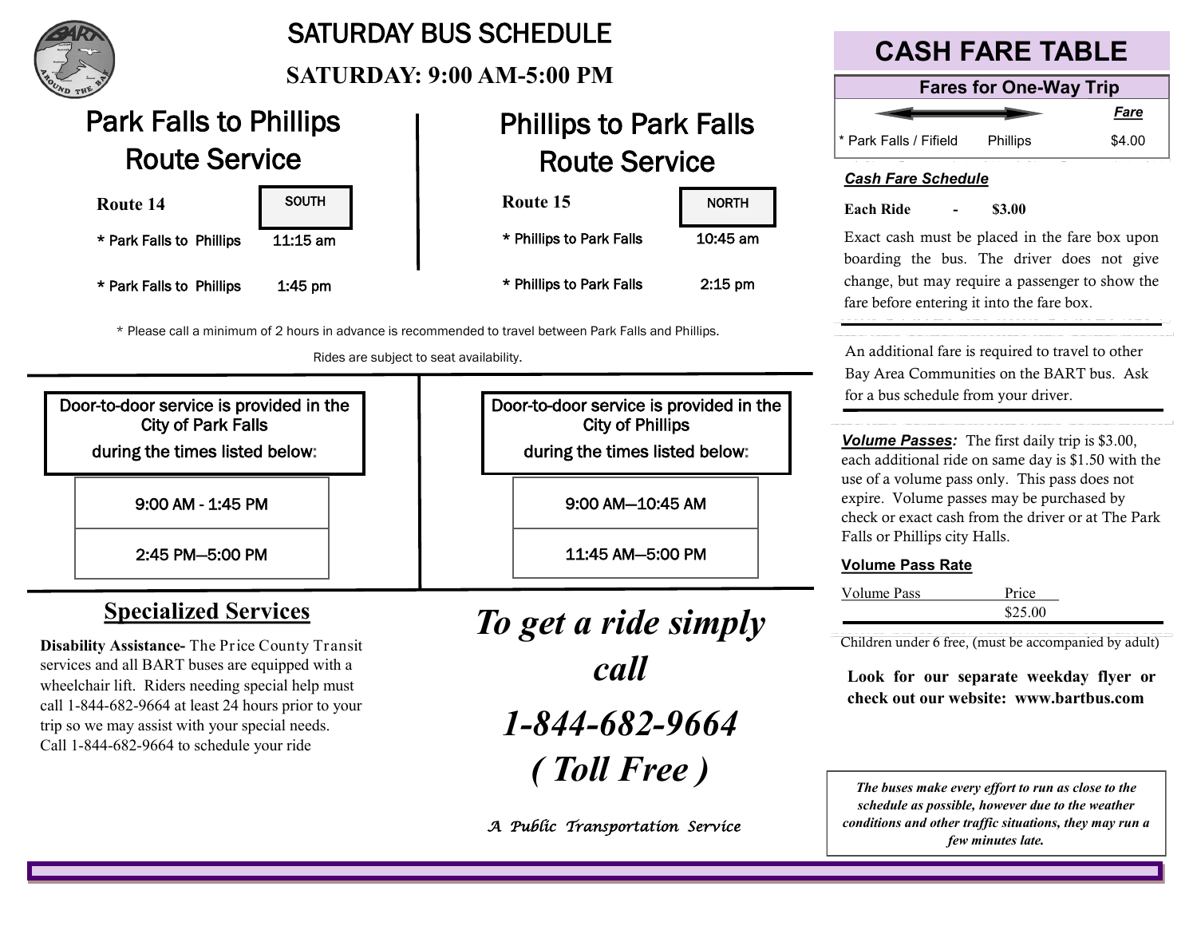# SATURDAY BUS SCHEDULE

**SATURDAY: 9:00 AM-5:00 PM**

## Park Falls to Phillips Route Service

| Route 14 | SOUTH |
|---|---|
| * Park Falls to Phillips | 11:15 am |
| * Park Falls to Phillips | 1:45 pm |

## Phillips to Park Falls Route Service

| Route 15 | NORTH |
|---|---|
| * Phillips to Park Falls | 10:45 am |
| * Phillips to Park Falls | 2:15 pm |

* Please call a minimum of 2 hours in advance is recommended to travel between Park Falls and Phillips.

Rides are subject to seat availability.

**Door-to-door service is provided in the City of Park Falls during the times listed below:**

| |
|---|
| 9:00 AM - 1:45 PM |
| 2:45 PM—5:00 PM |

**Door-to-door service is provided in the City of Phillips during the times listed below:**

| |
|---|
| 9:00 AM—10:45 AM |
| 11:45 AM—5:00 PM |

## Specialized Services

**Disability Assistance-** The Price County Transit services and all BART buses are equipped with a wheelchair lift. Riders needing special help must call 1-844-682-9664 at least 24 hours prior to your trip so we may assist with your special needs.
Call 1-844-682-9664 to schedule your ride

***To get a ride simply call***

***1-844-682-9664 ( Toll Free )***

*A Public Transportation Service*

## CASH FARE TABLE

| Fares for One-Way Trip | | |
|---|---|---|
| ⟷ | | ***Fare*** |
| * Park Falls / Fifield | Phillips | $4.00 |

***Cash Fare Schedule***

**Each Ride - $3.00**

Exact cash must be placed in the fare box upon boarding the bus. The driver does not give change, but may require a passenger to show the fare before entering it into the fare box.

An additional fare is required to travel to other Bay Area Communities on the BART bus. Ask for a bus schedule from your driver.

***Volume Passes:*** The first daily trip is $3.00, each additional ride on same day is $1.50 with the use of a volume pass only. This pass does not expire. Volume passes may be purchased by check or exact cash from the driver or at The Park Falls or Phillips city Halls.

**Volume Pass Rate**

| Volume Pass | Price |
|---|---|
| | $25.00 |

Children under 6 free, (must be accompanied by adult)

**Look for our separate weekday flyer or check out our website: www.bartbus.com**

***The buses make every effort to run as close to the schedule as possible, however due to the weather conditions and other traffic situations, they may run a few minutes late.***